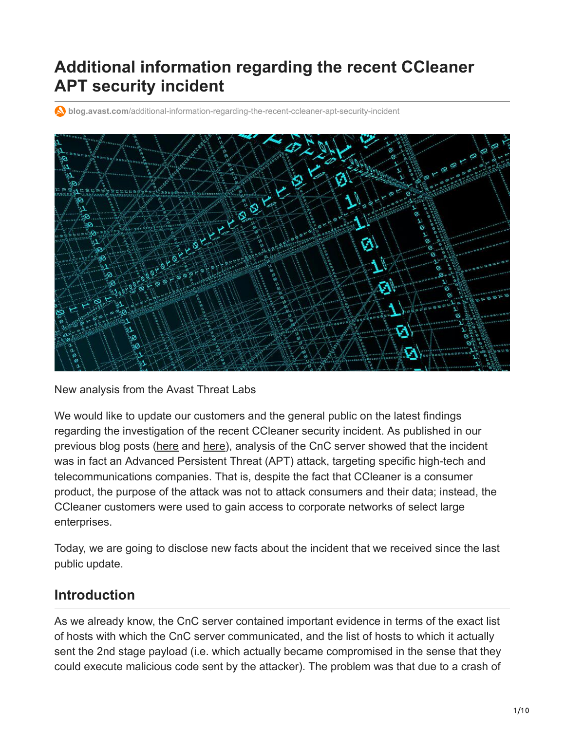# Additional information regarding the recent CCleaner APT security incident

blog.avast.com/additional-information-regarding-the-recent-ccleaner-apt-security-incident

New analysis from the Avast Threat Labs

We would like to update our customers and the general public on the latest findings regarding the investigation of the recent CCleaner security incident. As published in our previous blog posts (here and here), analysis of the CnC server showed that the incident was in fact an Advanced Persistent Threat (APT) attack, targeting specific high-tech and telecommunications companies. That is, despite the fact that CCleaner is a consumer product, the purpose of the attack was not to attack consumers and their data; instead, the CCleaner customers were used to gain access to corporate networks of select large enterprises.

Today, we are going to disclose new facts about the incident that we received since the last public update.

## Introduction

As we already know, the CnC server contained important evidence in terms of the exact list of hosts with which the CnC server communicated, and the list of hosts to which it actually sent the 2nd stage payload (i.e. which actually became compromised in the sense that they could execute malicious code sent by the attacker). The problem was that due to a crash of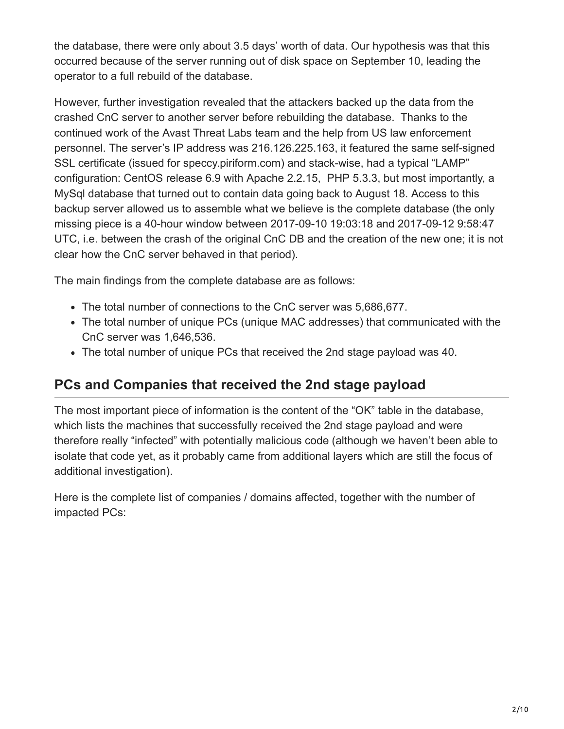the database, there were only about 3.5 days' worth of data. Our hypothesis was that this occurred because of the server running out of disk space on September 10, leading the operator to a full rebuild of the database.

However, further investigation revealed that the attackers backed up the data from the crashed CnC server to another server before rebuilding the database.  Thanks to the continued work of the Avast Threat Labs team and the help from US law enforcement personnel. The server's IP address was 216.126.225.163, it featured the same self-signed SSL certificate (issued for speccy.piriform.com) and stack-wise, had a typical "LAMP" configuration: CentOS release 6.9 with Apache 2.2.15,  PHP 5.3.3, but most importantly, a MySql database that turned out to contain data going back to August 18. Access to this backup server allowed us to assemble what we believe is the complete database (the only missing piece is a 40-hour window between 2017-09-10 19:03:18 and 2017-09-12 9:58:47 UTC, i.e. between the crash of the original CnC DB and the creation of the new one; it is not clear how the CnC server behaved in that period).

The main findings from the complete database are as follows:

- The total number of connections to the CnC server was 5,686,677.
- The total number of unique PCs (unique MAC addresses) that communicated with the CnC server was 1,646,536.
- The total number of unique PCs that received the 2nd stage payload was 40.

## PCs and Companies that received the 2nd stage payload

The most important piece of information is the content of the "OK" table in the database, which lists the machines that successfully received the 2nd stage payload and were therefore really "infected" with potentially malicious code (although we haven't been able to isolate that code yet, as it probably came from additional layers which are still the focus of additional investigation).

Here is the complete list of companies / domains affected, together with the number of impacted PCs: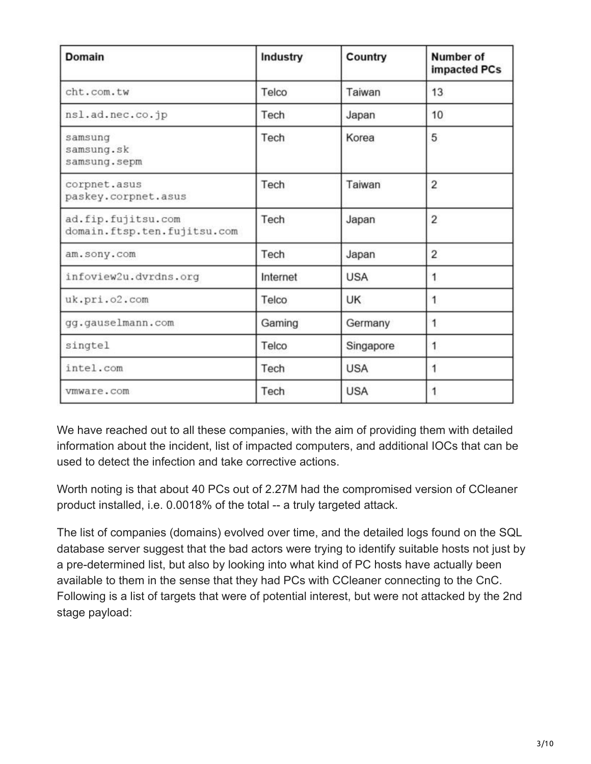| Domain | Industry | Country | Number of impacted PCs |
|---|---|---|---|
| cht.com.tw | Telco | Taiwan | 13 |
| nsl.ad.nec.co.jp | Tech | Japan | 10 |
| samsung<br>samsung.sk<br>samsung.sepm | Tech | Korea | 5 |
| corpnet.asus<br>paskey.corpnet.asus | Tech | Taiwan | 2 |
| ad.fip.fujitsu.com<br>domain.ftsp.ten.fujitsu.com | Tech | Japan | 2 |
| am.sony.com | Tech | Japan | 2 |
| infoview2u.dvrdns.org | Internet | USA | 1 |
| uk.pri.o2.com | Telco | UK | 1 |
| gg.gauselmann.com | Gaming | Germany | 1 |
| singtel | Telco | Singapore | 1 |
| intel.com | Tech | USA | 1 |
| vmware.com | Tech | USA | 1 |

We have reached out to all these companies, with the aim of providing them with detailed information about the incident, list of impacted computers, and additional IOCs that can be used to detect the infection and take corrective actions.

Worth noting is that about 40 PCs out of 2.27M had the compromised version of CCleaner product installed, i.e. 0.0018% of the total -- a truly targeted attack.

The list of companies (domains) evolved over time, and the detailed logs found on the SQL database server suggest that the bad actors were trying to identify suitable hosts not just by a pre-determined list, but also by looking into what kind of PC hosts have actually been available to them in the sense that they had PCs with CCleaner connecting to the CnC. Following is a list of targets that were of potential interest, but were not attacked by the 2nd stage payload: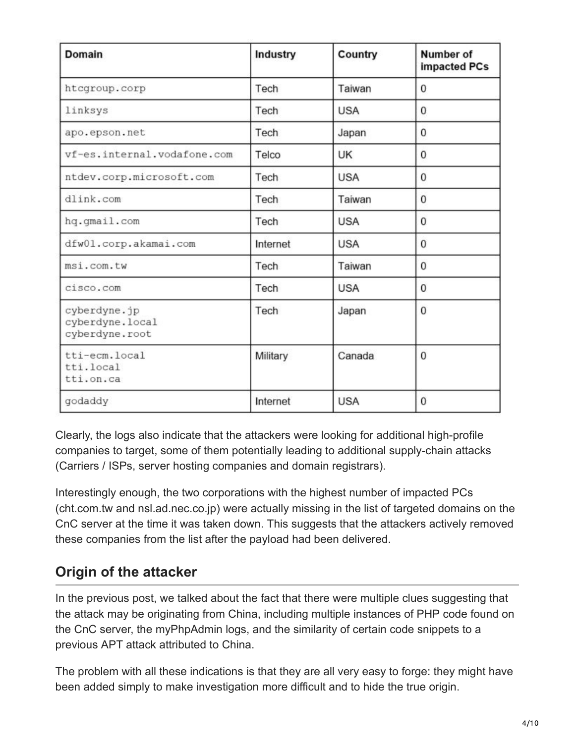| Domain | Industry | Country | Number of impacted PCs |
|---|---|---|---|
| htcgroup.corp | Tech | Taiwan | 0 |
| linksys | Tech | USA | 0 |
| apo.epson.net | Tech | Japan | 0 |
| vf-es.internal.vodafone.com | Telco | UK | 0 |
| ntdev.corp.microsoft.com | Tech | USA | 0 |
| dlink.com | Tech | Taiwan | 0 |
| hq.gmail.com | Tech | USA | 0 |
| dfw01.corp.akamai.com | Internet | USA | 0 |
| msi.com.tw | Tech | Taiwan | 0 |
| cisco.com | Tech | USA | 0 |
| cyberdyne.jp cyberdyne.local cyberdyne.root | Tech | Japan | 0 |
| tti-ecm.local tti.local tti.on.ca | Military | Canada | 0 |
| godaddy | Internet | USA | 0 |

Clearly, the logs also indicate that the attackers were looking for additional high-profile companies to target, some of them potentially leading to additional supply-chain attacks (Carriers / ISPs, server hosting companies and domain registrars).

Interestingly enough, the two corporations with the highest number of impacted PCs (cht.com.tw and nsl.ad.nec.co.jp) were actually missing in the list of targeted domains on the CnC server at the time it was taken down. This suggests that the attackers actively removed these companies from the list after the payload had been delivered.

## Origin of the attacker

In the previous post, we talked about the fact that there were multiple clues suggesting that the attack may be originating from China, including multiple instances of PHP code found on the CnC server, the myPhpAdmin logs, and the similarity of certain code snippets to a previous APT attack attributed to China.

The problem with all these indications is that they are all very easy to forge: they might have been added simply to make investigation more difficult and to hide the true origin.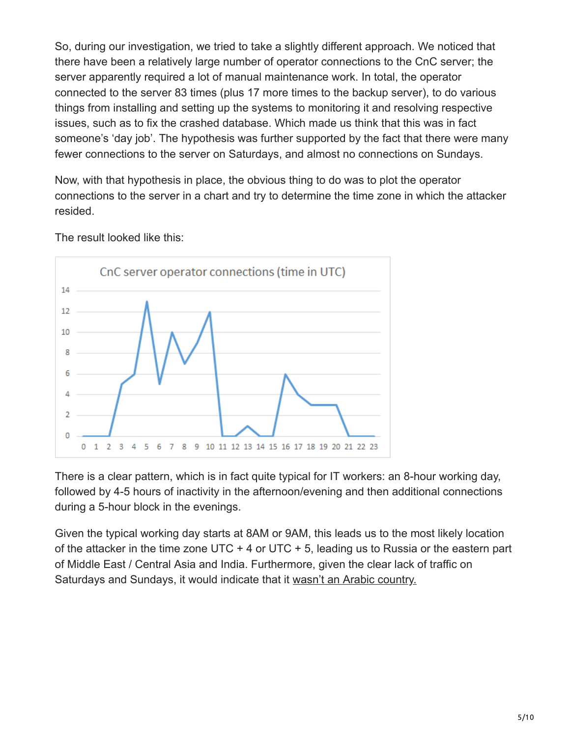So, during our investigation, we tried to take a slightly different approach. We noticed that there have been a relatively large number of operator connections to the CnC server; the server apparently required a lot of manual maintenance work. In total, the operator connected to the server 83 times (plus 17 more times to the backup server), to do various things from installing and setting up the systems to monitoring it and resolving respective issues, such as to fix the crashed database. Which made us think that this was in fact someone's 'day job'. The hypothesis was further supported by the fact that there were many fewer connections to the server on Saturdays, and almost no connections on Sundays.

Now, with that hypothesis in place, the obvious thing to do was to plot the operator connections to the server in a chart and try to determine the time zone in which the attacker resided.

The result looked like this:

There is a clear pattern, which is in fact quite typical for IT workers: an 8-hour working day, followed by 4-5 hours of inactivity in the afternoon/evening and then additional connections during a 5-hour block in the evenings.

Given the typical working day starts at 8AM or 9AM, this leads us to the most likely location of the attacker in the time zone UTC + 4 or UTC + 5, leading us to Russia or the eastern part of Middle East / Central Asia and India. Furthermore, given the clear lack of traffic on Saturdays and Sundays, it would indicate that it wasn't an Arabic country.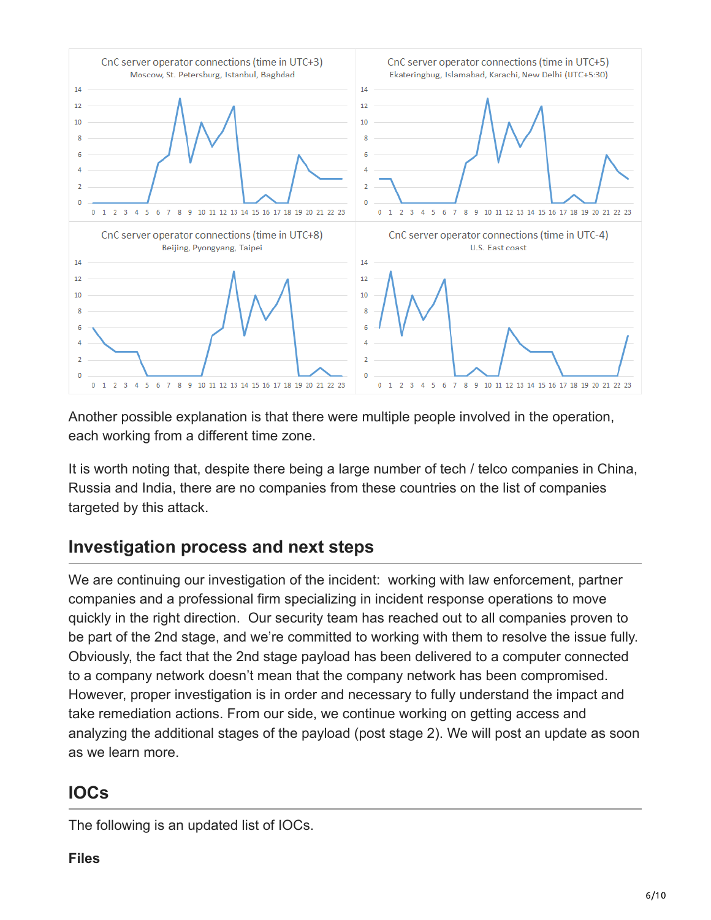CnC server operator connections (time in UTC+3)
Moscow, St. Petersburg, Istanbul, Baghdad

CnC server operator connections (time in UTC+5)
Ekateringbug, Islamabad, Karachi, New Delhi (UTC+5:30)

CnC server operator connections (time in UTC+8)
Beijing, Pyongyang, Taipei

CnC server operator connections (time in UTC-4)
U.S. East coast

Another possible explanation is that there were multiple people involved in the operation, each working from a different time zone.

It is worth noting that, despite there being a large number of tech / telco companies in China, Russia and India, there are no companies from these countries on the list of companies targeted by this attack.

## Investigation process and next steps

We are continuing our investigation of the incident: working with law enforcement, partner companies and a professional firm specializing in incident response operations to move quickly in the right direction. Our security team has reached out to all companies proven to be part of the 2nd stage, and we're committed to working with them to resolve the issue fully. Obviously, the fact that the 2nd stage payload has been delivered to a computer connected to a company network doesn't mean that the company network has been compromised. However, proper investigation is in order and necessary to fully understand the impact and take remediation actions. From our side, we continue working on getting access and analyzing the additional stages of the payload (post stage 2). We will post an update as soon as we learn more.

## IOCs

The following is an updated list of IOCs.

**Files**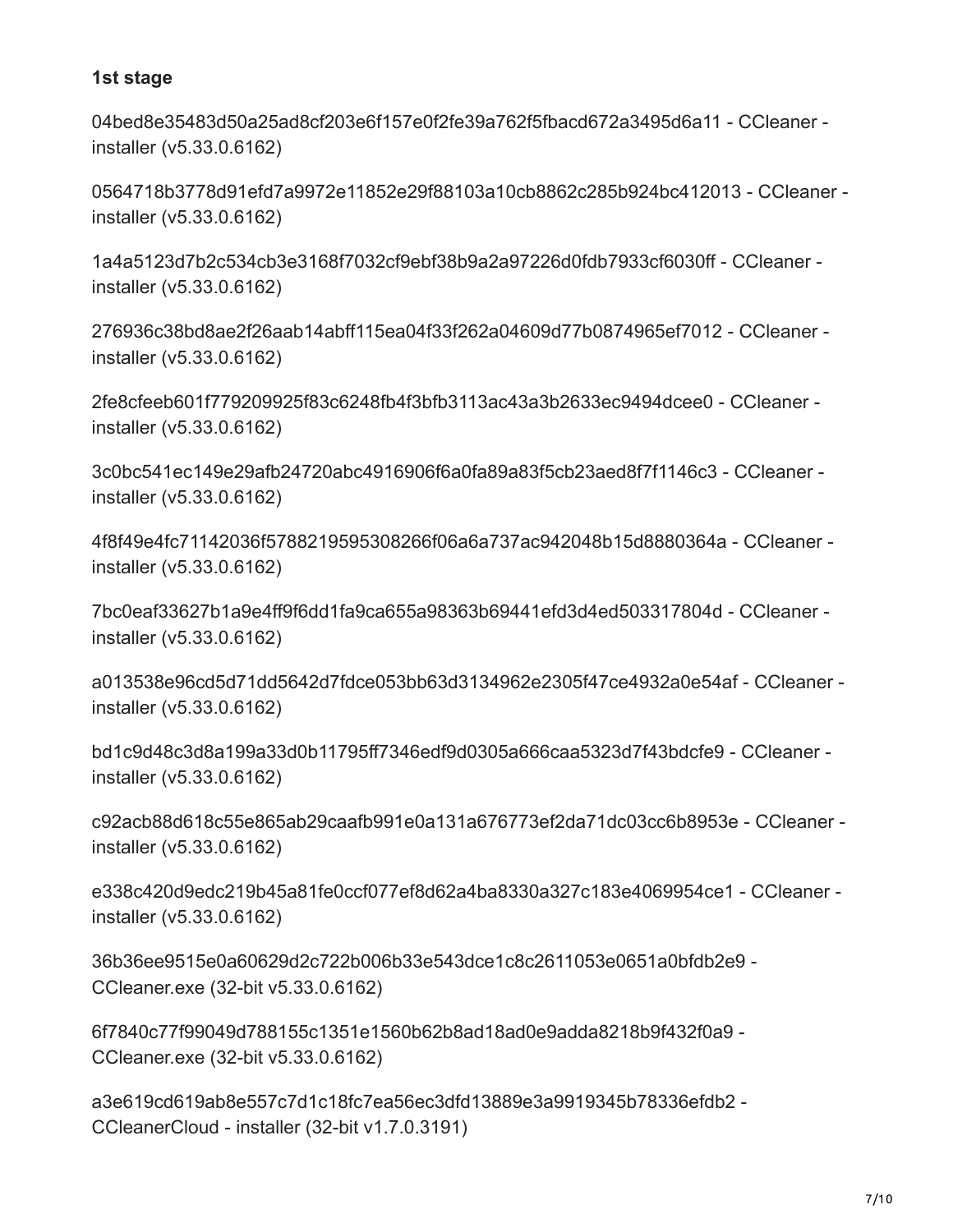**1st stage**

04bed8e35483d50a25ad8cf203e6f157e0f2fe39a762f5fbacd672a3495d6a11 - CCleaner - installer (v5.33.0.6162)

0564718b3778d91efd7a9972e11852e29f88103a10cb8862c285b924bc412013 - CCleaner - installer (v5.33.0.6162)

1a4a5123d7b2c534cb3e3168f7032cf9ebf38b9a2a97226d0fdb7933cf6030ff - CCleaner - installer (v5.33.0.6162)

276936c38bd8ae2f26aab14abff115ea04f33f262a04609d77b0874965ef7012 - CCleaner - installer (v5.33.0.6162)

2fe8cfeeb601f779209925f83c6248fb4f3bfb3113ac43a3b2633ec9494dcee0 - CCleaner - installer (v5.33.0.6162)

3c0bc541ec149e29afb24720abc4916906f6a0fa89a83f5cb23aed8f7f1146c3 - CCleaner - installer (v5.33.0.6162)

4f8f49e4fc71142036f5788219595308266f06a6a737ac942048b15d8880364a - CCleaner - installer (v5.33.0.6162)

7bc0eaf33627b1a9e4ff9f6dd1fa9ca655a98363b69441efd3d4ed503317804d - CCleaner - installer (v5.33.0.6162)

a013538e96cd5d71dd5642d7fdce053bb63d3134962e2305f47ce4932a0e54af - CCleaner - installer (v5.33.0.6162)

bd1c9d48c3d8a199a33d0b11795ff7346edf9d0305a666caa5323d7f43bdcfe9 - CCleaner - installer (v5.33.0.6162)

c92acb88d618c55e865ab29caafb991e0a131a676773ef2da71dc03cc6b8953e - CCleaner - installer (v5.33.0.6162)

e338c420d9edc219b45a81fe0ccf077ef8d62a4ba8330a327c183e4069954ce1 - CCleaner - installer (v5.33.0.6162)

36b36ee9515e0a60629d2c722b006b33e543dce1c8c2611053e0651a0bfdb2e9 - CCleaner.exe (32-bit v5.33.0.6162)

6f7840c77f99049d788155c1351e1560b62b8ad18ad0e9adda8218b9f432f0a9 - CCleaner.exe (32-bit v5.33.0.6162)

a3e619cd619ab8e557c7d1c18fc7ea56ec3dfd13889e3a9919345b78336efdb2 - CCleanerCloud - installer (32-bit v1.7.0.3191)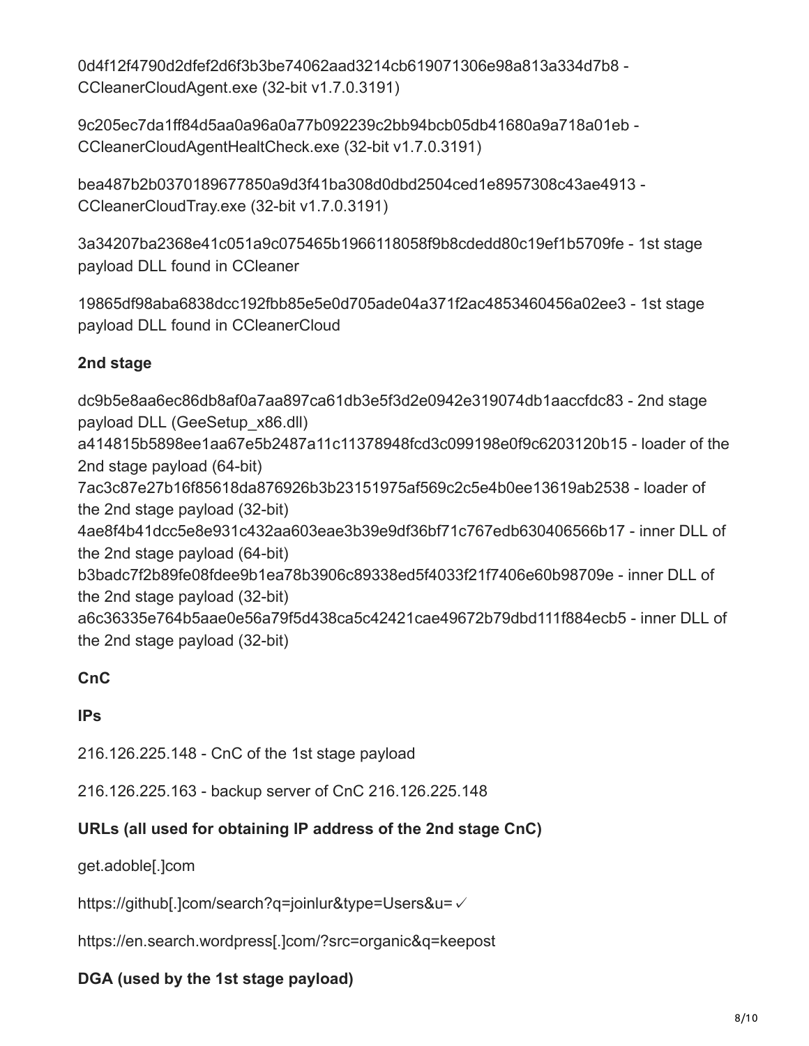0d4f12f4790d2dfef2d6f3b3be74062aad3214cb619071306e98a813a334d7b8 - CCleanerCloudAgent.exe (32-bit v1.7.0.3191)

9c205ec7da1ff84d5aa0a96a0a77b092239c2bb94bcb05db41680a9a718a01eb - CCleanerCloudAgentHealtCheck.exe (32-bit v1.7.0.3191)

bea487b2b0370189677850a9d3f41ba308d0dbd2504ced1e8957308c43ae4913 - CCleanerCloudTray.exe (32-bit v1.7.0.3191)

3a34207ba2368e41c051a9c075465b1966118058f9b8cdedd80c19ef1b5709fe - 1st stage payload DLL found in CCleaner

19865df98aba6838dcc192fbb85e5e0d705ade04a371f2ac4853460456a02ee3 - 1st stage payload DLL found in CCleanerCloud

**2nd stage**

dc9b5e8aa6ec86db8af0a7aa897ca61db3e5f3d2e0942e319074db1aaccfdc83 - 2nd stage payload DLL (GeeSetup_x86.dll)
a414815b5898ee1aa67e5b2487a11c11378948fcd3c099198e0f9c6203120b15 - loader of the 2nd stage payload (64-bit)
7ac3c87e27b16f85618da876926b3b23151975af569c2c5e4b0ee13619ab2538 - loader of the 2nd stage payload (32-bit)
4ae8f4b41dcc5e8e931c432aa603eae3b39e9df36bf71c767edb630406566b17 - inner DLL of the 2nd stage payload (64-bit)
b3badc7f2b89fe08fdee9b1ea78b3906c89338ed5f4033f21f7406e60b98709e - inner DLL of the 2nd stage payload (32-bit)
a6c36335e764b5aae0e56a79f5d438ca5c42421cae49672b79dbd111f884ecb5 - inner DLL of the 2nd stage payload (32-bit)

**CnC**

**IPs**

216.126.225.148 - CnC of the 1st stage payload

216.126.225.163 - backup server of CnC 216.126.225.148

**URLs (all used for obtaining IP address of the 2nd stage CnC)**

get.adoble[.]com

https://github[.]com/search?q=joinlur&type=Users&u=✓

https://en.search.wordpress[.]com/?src=organic&q=keepost

**DGA (used by the 1st stage payload)**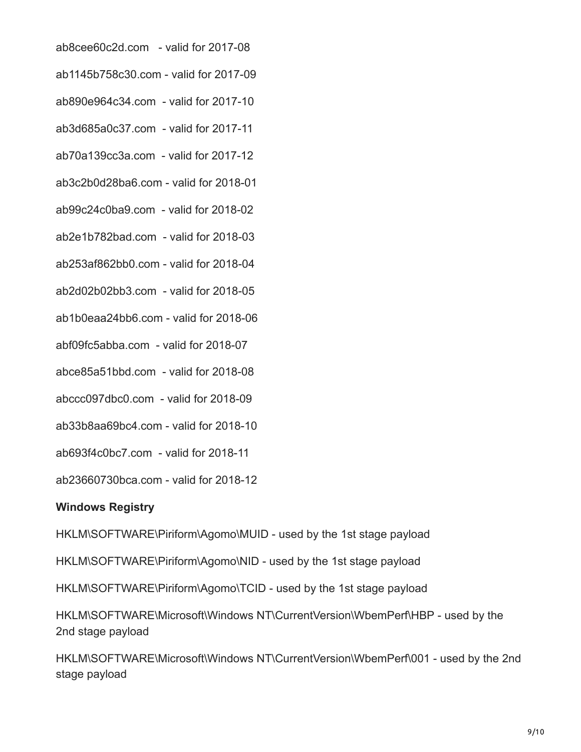ab8cee60c2d.com - valid for 2017-08

ab1145b758c30.com - valid for 2017-09

ab890e964c34.com - valid for 2017-10

ab3d685a0c37.com - valid for 2017-11

ab70a139cc3a.com - valid for 2017-12

ab3c2b0d28ba6.com - valid for 2018-01

ab99c24c0ba9.com - valid for 2018-02

ab2e1b782bad.com - valid for 2018-03

ab253af862bb0.com - valid for 2018-04

ab2d02b02bb3.com - valid for 2018-05

ab1b0eaa24bb6.com - valid for 2018-06

abf09fc5abba.com - valid for 2018-07

abce85a51bbd.com - valid for 2018-08

abccc097dbc0.com - valid for 2018-09

ab33b8aa69bc4.com - valid for 2018-10

ab693f4c0bc7.com - valid for 2018-11

ab23660730bca.com - valid for 2018-12

**Windows Registry**

HKLM\SOFTWARE\Piriform\Agomo\MUID - used by the 1st stage payload

HKLM\SOFTWARE\Piriform\Agomo\NID - used by the 1st stage payload

HKLM\SOFTWARE\Piriform\Agomo\TCID - used by the 1st stage payload

HKLM\SOFTWARE\Microsoft\Windows NT\CurrentVersion\WbemPerf\HBP - used by the 2nd stage payload

HKLM\SOFTWARE\Microsoft\Windows NT\CurrentVersion\WbemPerf\001 - used by the 2nd stage payload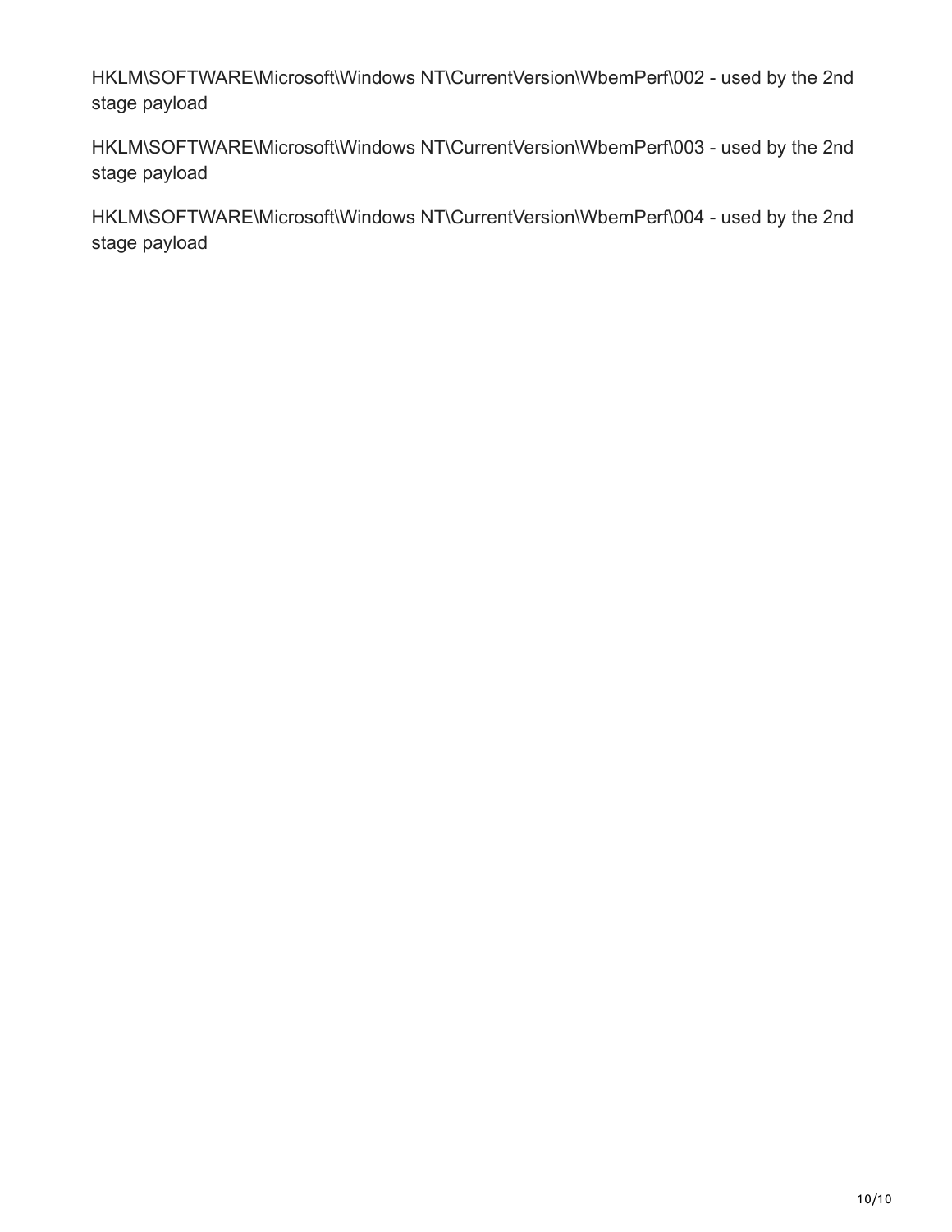HKLM\SOFTWARE\Microsoft\Windows NT\CurrentVersion\WbemPerf\002 - used by the 2nd stage payload

HKLM\SOFTWARE\Microsoft\Windows NT\CurrentVersion\WbemPerf\003 - used by the 2nd stage payload

HKLM\SOFTWARE\Microsoft\Windows NT\CurrentVersion\WbemPerf\004 - used by the 2nd stage payload